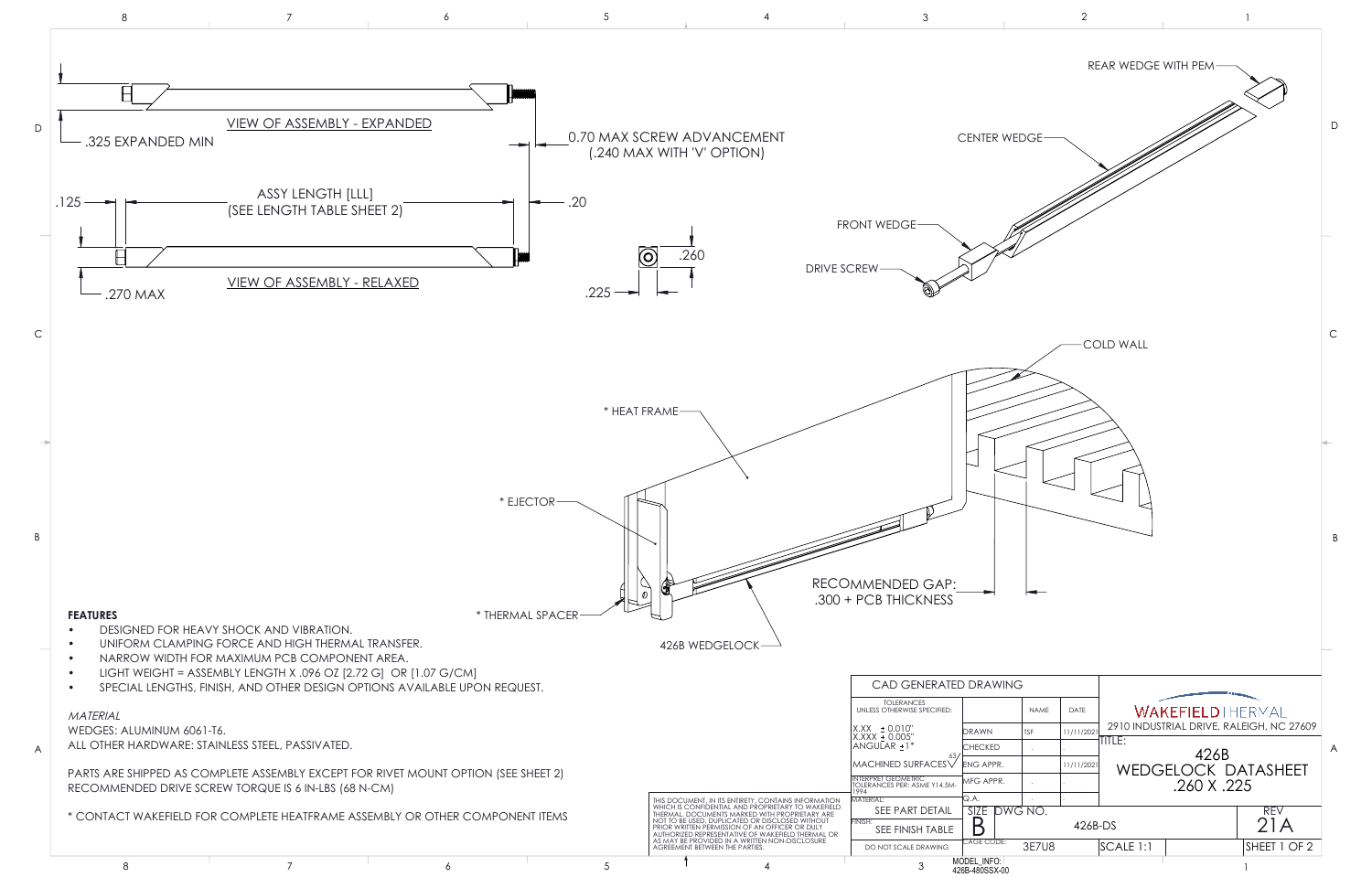VIEW OF ASSEMBLY - EXPANDED

.325 EXPANDED MIN

0.70 MAX SCREW ADVANCEMENT (.240 MAX WITH 'V' OPTION)

.125

ASSY LENGTH [LLL] (SEE LENGTH TABLE SHEET 2)

.20

.260

.225

VIEW OF ASSEMBLY - RELAXED

.270 MAX

REAR WEDGE WITH PEM

CENTER WEDGE

FRONT WEDGE

DRIVE SCREW

COLD WALL

* HEAT FRAME

* EJECTOR

* THERMAL SPACER

426B WEDGELOCK

RECOMMENDED GAP: .300 + PCB THICKNESS

**FEATURES**

- DESIGNED FOR HEAVY SHOCK AND VIBRATION.
- UNIFORM CLAMPING FORCE AND HIGH THERMAL TRANSFER.
- NARROW WIDTH FOR MAXIMUM PCB COMPONENT AREA.
- LIGHT WEIGHT = ASSEMBLY LENGTH X .096 OZ [2.72 G] OR [1.07 G/CM]
- SPECIAL LENGTHS, FINISH, AND OTHER DESIGN OPTIONS AVAILABLE UPON REQUEST.

*MATERIAL*

WEDGES: ALUMINUM 6061-T6.

ALL OTHER HARDWARE: STAINLESS STEEL, PASSIVATED.

PARTS ARE SHIPPED AS COMPLETE ASSEMBLY EXCEPT FOR RIVET MOUNT OPTION (SEE SHEET 2)

RECOMMENDED DRIVE SCREW TORQUE IS 6 IN-LBS (68 N-CM)

* CONTACT WAKEFIELD FOR COMPLETE HEATFRAME ASSEMBLY OR OTHER COMPONENT ITEMS

THIS DOCUMENT, IN ITS ENTIRETY, CONTAINS INFORMATION WHICH IS CONFIDENTIAL AND PROPRIETARY TO WAKEFIELD THERMAL. DOCUMENTS MARKED WITH PROPRIETARY ARE NOT TO BE USED, DUPLICATED OR DISCLOSED WITHOUT PRIOR WRITTEN PERMISSION OF AN OFFICER OR DULY AUTHORIZED REPRESENTATIVE OF WAKEFIELD THERMAL OR AS MAY BE PROVIDED IN A WRITTEN NON-DISCLOSURE AGREEMENT BETWEEN THE PARTIES.

| CAD GENERATED DRAWING | | NAME | DATE |
|---|---|---|---|
| TOLERANCES UNLESS OTHERWISE SPECIFIED: X.XX ± 0.010" X.XXX ± 0.005" ANGULAR ±1° | DRAWN | TSF | 11/11/2021 |
| MACHINED SURFACES 63 | CHECKED | . | . |
| INTERPRET GEOMETRIC TOLERANCES PER: ASME Y14.5M-1994 | ENG APPR. | | 11/11/2021 |
| | MFG APPR. | . | . |
| MATERIAL: SEE PART DETAIL | Q.A. | . | . |
| FINISH: SEE FINISH TABLE | SIZE B | DWG NO. 426B-DS | REV 21A |
| DO NOT SCALE DRAWING | CAGE CODE: 3E7U8 | SCALE 1:1 | SHEET 1 OF 2 |

WAKEFIELD | THERVAL

2910 INDUSTRIAL DRIVE, RALEIGH, NC 27609

TITLE: 426B WEDGELOCK DATASHEET .260 X .225

MODEL_INFO: 426B-480SSX-00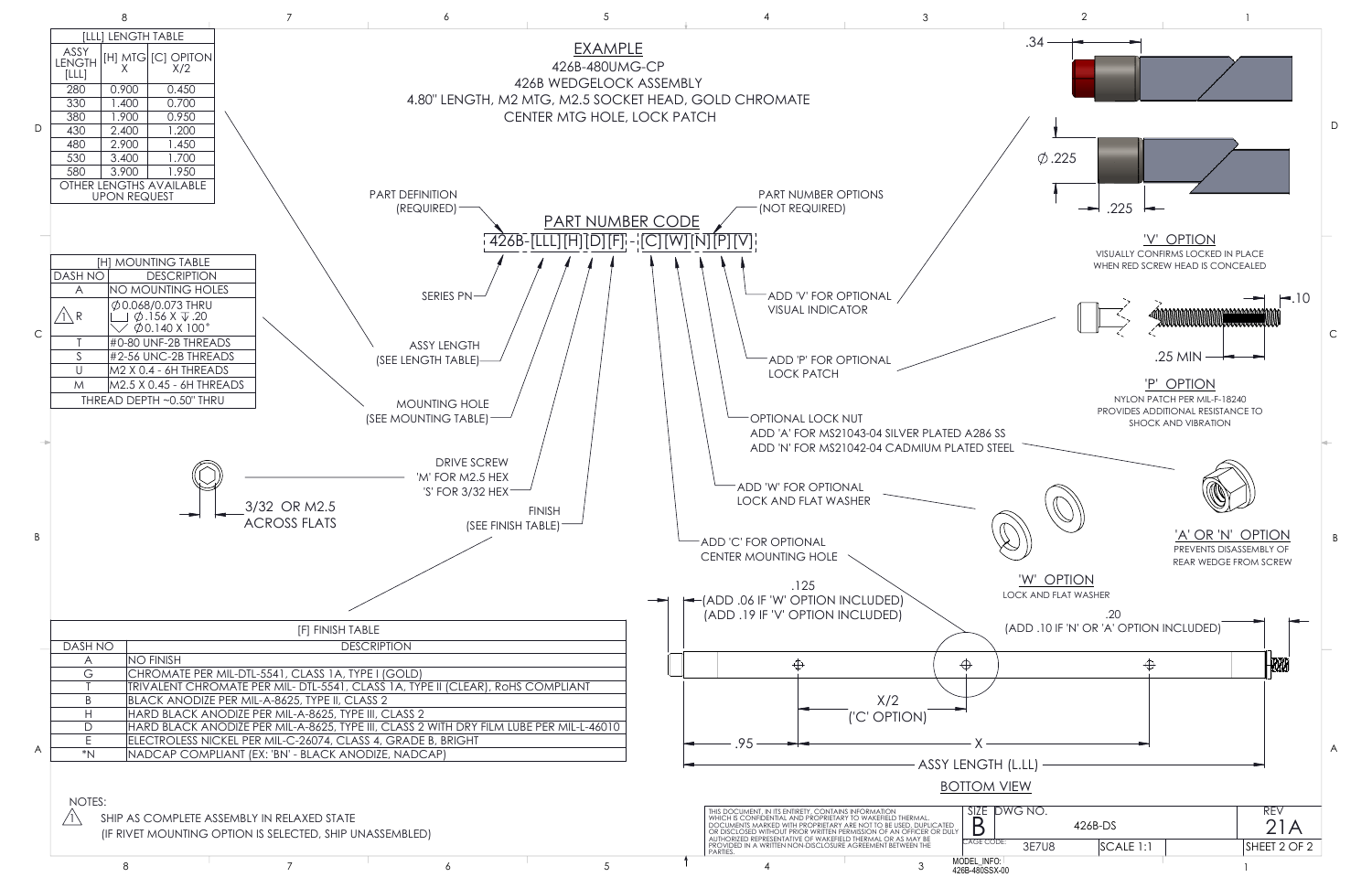## [LLL] LENGTH TABLE

| ASSY LENGTH [LLL] | [H] MTG X | [C] OPITON X/2 |
|---|---|---|
| 280 | 0.900 | 0.450 |
| 330 | 1.400 | 0.700 |
| 380 | 1.900 | 0.950 |
| 430 | 2.400 | 1.200 |
| 480 | 2.900 | 1.450 |
| 530 | 3.400 | 1.700 |
| 580 | 3.900 | 1.950 |

OTHER LENGTHS AVAILABLE UPON REQUEST

## [H] MOUNTING TABLE

| DASH NO | DESCRIPTION |
|---|---|
| A | NO MOUNTING HOLES |
| R (1) | Ø0.068/0.073 THRU ⌴ Ø.156 X ↧.20 ⌵ Ø0.140 X 100° |
| T | #0-80 UNF-2B THREADS |
| S | #2-56 UNC-2B THREADS |
| U | M2 X 0.4 - 6H THREADS |
| M | M2.5 X 0.45 - 6H THREADS |

THREAD DEPTH ~0.50" THRU

## EXAMPLE

426B-480UMG-CP
426B WEDGELOCK ASSEMBLY
4.80" LENGTH, M2 MTG, M2.5 SOCKET HEAD, GOLD CHROMATE
CENTER MTG HOLE, LOCK PATCH

## PART NUMBER CODE

426B-[LLL][H][D][F]-[C][W][N][P][V]

PART DEFINITION (REQUIRED)

PART NUMBER OPTIONS (NOT REQUIRED)

- SERIES PN
- ASSY LENGTH (SEE LENGTH TABLE)
- MOUNTING HOLE (SEE MOUNTING TABLE)
- DRIVE SCREW 'M' FOR M2.5 HEX 'S' FOR 3/32 HEX
- FINISH (SEE FINISH TABLE)
- ADD 'C' FOR OPTIONAL CENTER MOUNTING HOLE
- ADD 'W' FOR OPTIONAL LOCK AND FLAT WASHER
- OPTIONAL LOCK NUT ADD 'A' FOR MS21043-04 SILVER PLATED A286 SS ADD 'N' FOR MS21042-04 CADMIUM PLATED STEEL
- ADD 'P' FOR OPTIONAL LOCK PATCH
- ADD 'V' FOR OPTIONAL VISUAL INDICATOR

3/32 OR M2.5 ACROSS FLATS

.34

Ø.225

.225

## 'V' OPTION

VISUALLY CONFIRMS LOCKED IN PLACE WHEN RED SCREW HEAD IS CONCEALED

.10

.25 MIN

## 'P' OPTION

NYLON PATCH PER MIL-F-18240 PROVIDES ADDITIONAL RESISTANCE TO SHOCK AND VIBRATION

## 'A' OR 'N' OPTION

PREVENTS DISASSEMBLY OF REAR WEDGE FROM SCREW

## 'W' OPTION

LOCK AND FLAT WASHER

.125
(ADD .06 IF 'W' OPTION INCLUDED)
(ADD .19 IF 'V' OPTION INCLUDED)

.20
(ADD .10 IF 'N' OR 'A' OPTION INCLUDED)

X/2 ('C' OPTION)

.95

X

ASSY LENGTH (L.LL)

## BOTTOM VIEW

## [F] FINISH TABLE

| DASH NO | DESCRIPTION |
|---|---|
| A | NO FINISH |
| G | CHROMATE PER MIL-DTL-5541, CLASS 1A, TYPE I (GOLD) |
| T | TRIVALENT CHROMATE PER MIL- DTL-5541, CLASS 1A, TYPE II (CLEAR), RoHS COMPLIANT |
| B | BLACK ANODIZE PER MIL-A-8625, TYPE II, CLASS 2 |
| H | HARD BLACK ANODIZE PER MIL-A-8625, TYPE III, CLASS 2 |
| D | HARD BLACK ANODIZE PER MIL-A-8625, TYPE III, CLASS 2 WITH DRY FILM LUBE PER MIL-L-46010 |
| E | ELECTROLESS NICKEL PER MIL-C-26074, CLASS 4, GRADE B, BRIGHT |
| *N | NADCAP COMPLIANT (EX: 'BN' - BLACK ANODIZE, NADCAP) |

NOTES:

1. SHIP AS COMPLETE ASSEMBLY IN RELAXED STATE (IF RIVET MOUNTING OPTION IS SELECTED, SHIP UNASSEMBLED)

THIS DOCUMENT, IN ITS ENTIRETY, CONTAINS INFORMATION WHICH IS CONFIDENTIAL AND PROPRIETARY TO WAKEFIELD THERMAL. DOCUMENTS MARKED WITH PROPRIETARY ARE NOT TO BE USED, DUPLICATED OR DISCLOSED WITHOUT PRIOR WRITTEN PERMISSION OF AN OFFICER OR DULY AUTHORIZED REPRESENTATIVE OF WAKEFIELD THERMAL OR AS MAY BE PROVIDED IN A WRITTEN NON-DISCLOSURE AGREEMENT BETWEEN THE PARTIES.

| SIZE | DWG NO. | | REV |
|---|---|---|---|
| B | 426B-DS | | 21A |
| CAGE CODE: 3E7U8 | SCALE 1:1 | | SHEET 2 OF 2 |

MODEL_INFO: 426B-480SSX-00